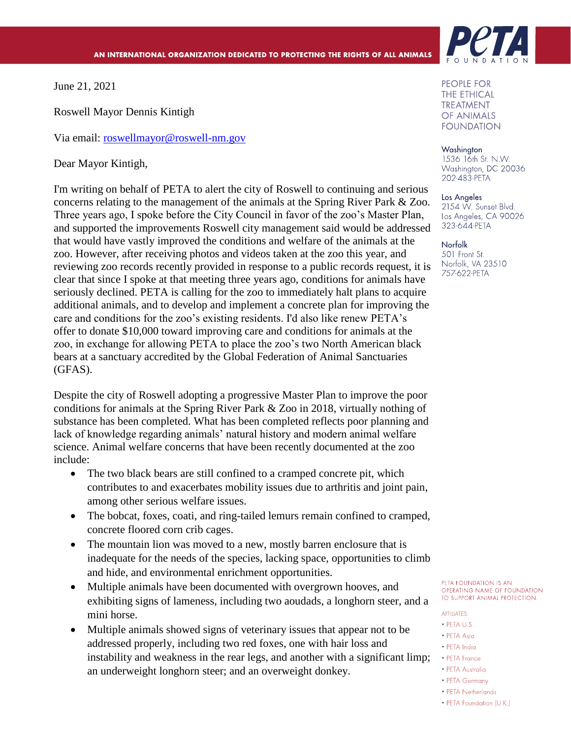AN INTERNATIONAL ORGANIZATION DEDICATED TO PROTECTING THE RIGHTS OF ALL ANIMALS

PETA FOUNDATION

PEOPLE FOR THE ETHICAL TREATMENT OF ANIMALS FOUNDATION

Washington
1536 16th St. N.W.
Washington, DC 20036
202-483-PETA

Los Angeles
2154 W. Sunset Blvd.
Los Angeles, CA 90026
323-644-PETA

Norfolk
501 Front St.
Norfolk, VA 23510
757-622-PETA

June 21, 2021

Roswell Mayor Dennis Kintigh

Via email: roswellmayor@roswell-nm.gov

Dear Mayor Kintigh,

I'm writing on behalf of PETA to alert the city of Roswell to continuing and serious concerns relating to the management of the animals at the Spring River Park & Zoo. Three years ago, I spoke before the City Council in favor of the zoo's Master Plan, and supported the improvements Roswell city management said would be addressed that would have vastly improved the conditions and welfare of the animals at the zoo. However, after receiving photos and videos taken at the zoo this year, and reviewing zoo records recently provided in response to a public records request, it is clear that since I spoke at that meeting three years ago, conditions for animals have seriously declined. PETA is calling for the zoo to immediately halt plans to acquire additional animals, and to develop and implement a concrete plan for improving the care and conditions for the zoo's existing residents. I'd also like renew PETA's offer to donate $10,000 toward improving care and conditions for animals at the zoo, in exchange for allowing PETA to place the zoo's two North American black bears at a sanctuary accredited by the Global Federation of Animal Sanctuaries (GFAS).

Despite the city of Roswell adopting a progressive Master Plan to improve the poor conditions for animals at the Spring River Park & Zoo in 2018, virtually nothing of substance has been completed. What has been completed reflects poor planning and lack of knowledge regarding animals' natural history and modern animal welfare science. Animal welfare concerns that have been recently documented at the zoo include:

- The two black bears are still confined to a cramped concrete pit, which contributes to and exacerbates mobility issues due to arthritis and joint pain, among other serious welfare issues.
- The bobcat, foxes, coati, and ring-tailed lemurs remain confined to cramped, concrete floored corn crib cages.
- The mountain lion was moved to a new, mostly barren enclosure that is inadequate for the needs of the species, lacking space, opportunities to climb and hide, and environmental enrichment opportunities.
- Multiple animals have been documented with overgrown hooves, and exhibiting signs of lameness, including two aoudads, a longhorn steer, and a mini horse.
- Multiple animals showed signs of veterinary issues that appear not to be addressed properly, including two red foxes, one with hair loss and instability and weakness in the rear legs, and another with a significant limp; an underweight longhorn steer; and an overweight donkey.

PETA FOUNDATION IS AN OPERATING NAME OF FOUNDATION TO SUPPORT ANIMAL PROTECTION.

AFFILIATES:
- PETA U.S.
- PETA Asia
- PETA India
- PETA France
- PETA Australia
- PETA Germany
- PETA Netherlands
- PETA Foundation (U.K.)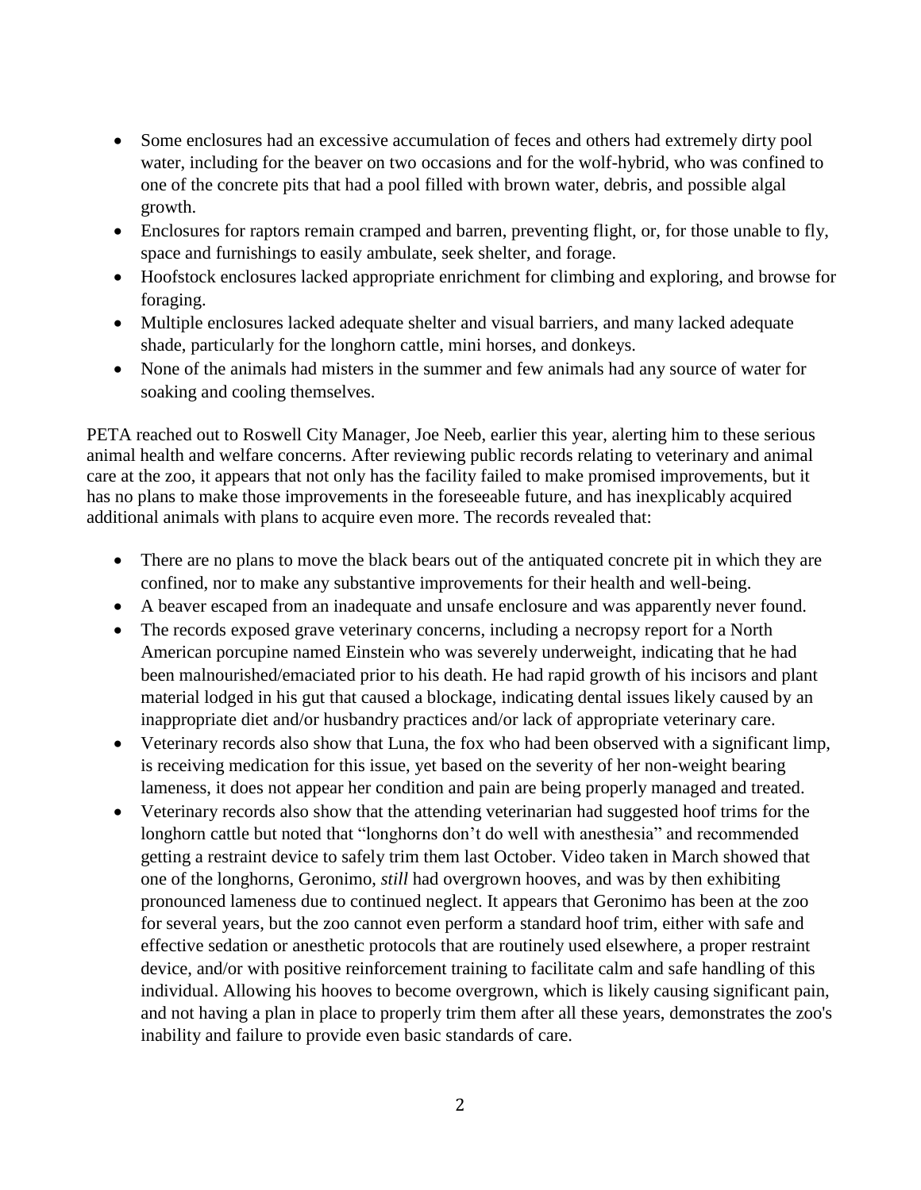- Some enclosures had an excessive accumulation of feces and others had extremely dirty pool water, including for the beaver on two occasions and for the wolf-hybrid, who was confined to one of the concrete pits that had a pool filled with brown water, debris, and possible algal growth.
- Enclosures for raptors remain cramped and barren, preventing flight, or, for those unable to fly, space and furnishings to easily ambulate, seek shelter, and forage.
- Hoofstock enclosures lacked appropriate enrichment for climbing and exploring, and browse for foraging.
- Multiple enclosures lacked adequate shelter and visual barriers, and many lacked adequate shade, particularly for the longhorn cattle, mini horses, and donkeys.
- None of the animals had misters in the summer and few animals had any source of water for soaking and cooling themselves.

PETA reached out to Roswell City Manager, Joe Neeb, earlier this year, alerting him to these serious animal health and welfare concerns. After reviewing public records relating to veterinary and animal care at the zoo, it appears that not only has the facility failed to make promised improvements, but it has no plans to make those improvements in the foreseeable future, and has inexplicably acquired additional animals with plans to acquire even more. The records revealed that:

- There are no plans to move the black bears out of the antiquated concrete pit in which they are confined, nor to make any substantive improvements for their health and well-being.
- A beaver escaped from an inadequate and unsafe enclosure and was apparently never found.
- The records exposed grave veterinary concerns, including a necropsy report for a North American porcupine named Einstein who was severely underweight, indicating that he had been malnourished/emaciated prior to his death. He had rapid growth of his incisors and plant material lodged in his gut that caused a blockage, indicating dental issues likely caused by an inappropriate diet and/or husbandry practices and/or lack of appropriate veterinary care.
- Veterinary records also show that Luna, the fox who had been observed with a significant limp, is receiving medication for this issue, yet based on the severity of her non-weight bearing lameness, it does not appear her condition and pain are being properly managed and treated.
- Veterinary records also show that the attending veterinarian had suggested hoof trims for the longhorn cattle but noted that "longhorns don't do well with anesthesia" and recommended getting a restraint device to safely trim them last October. Video taken in March showed that one of the longhorns, Geronimo, *still* had overgrown hooves, and was by then exhibiting pronounced lameness due to continued neglect. It appears that Geronimo has been at the zoo for several years, but the zoo cannot even perform a standard hoof trim, either with safe and effective sedation or anesthetic protocols that are routinely used elsewhere, a proper restraint device, and/or with positive reinforcement training to facilitate calm and safe handling of this individual. Allowing his hooves to become overgrown, which is likely causing significant pain, and not having a plan in place to properly trim them after all these years, demonstrates the zoo's inability and failure to provide even basic standards of care.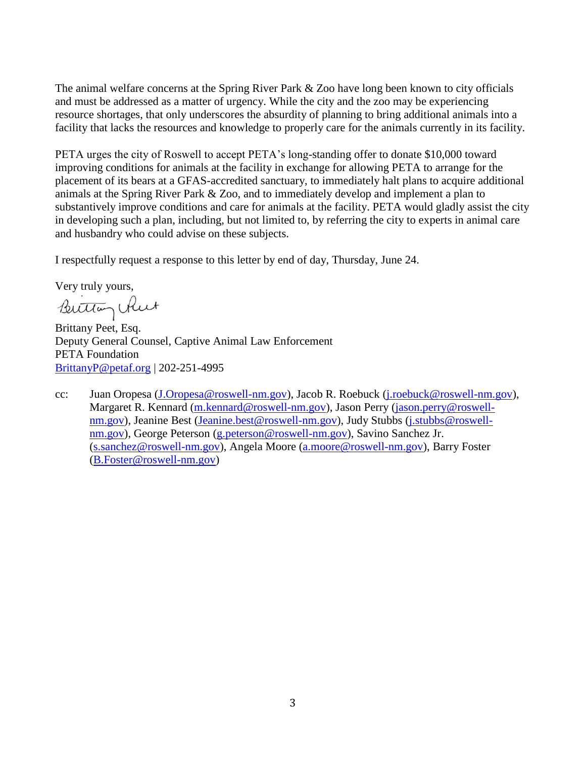The animal welfare concerns at the Spring River Park & Zoo have long been known to city officials and must be addressed as a matter of urgency. While the city and the zoo may be experiencing resource shortages, that only underscores the absurdity of planning to bring additional animals into a facility that lacks the resources and knowledge to properly care for the animals currently in its facility.

PETA urges the city of Roswell to accept PETA's long-standing offer to donate $10,000 toward improving conditions for animals at the facility in exchange for allowing PETA to arrange for the placement of its bears at a GFAS-accredited sanctuary, to immediately halt plans to acquire additional animals at the Spring River Park & Zoo, and to immediately develop and implement a plan to substantively improve conditions and care for animals at the facility. PETA would gladly assist the city in developing such a plan, including, but not limited to, by referring the city to experts in animal care and husbandry who could advise on these subjects.

I respectfully request a response to this letter by end of day, Thursday, June 24.

Very truly yours,

Brittany Peet, Esq.
Deputy General Counsel, Captive Animal Law Enforcement
PETA Foundation
BrittanyP@petaf.org | 202-251-4995

cc: Juan Oropesa (J.Oropesa@roswell-nm.gov), Jacob R. Roebuck (j.roebuck@roswell-nm.gov), Margaret R. Kennard (m.kennard@roswell-nm.gov), Jason Perry (jason.perry@roswell-nm.gov), Jeanine Best (Jeanine.best@roswell-nm.gov), Judy Stubbs (j.stubbs@roswell-nm.gov), George Peterson (g.peterson@roswell-nm.gov), Savino Sanchez Jr. (s.sanchez@roswell-nm.gov), Angela Moore (a.moore@roswell-nm.gov), Barry Foster (B.Foster@roswell-nm.gov)